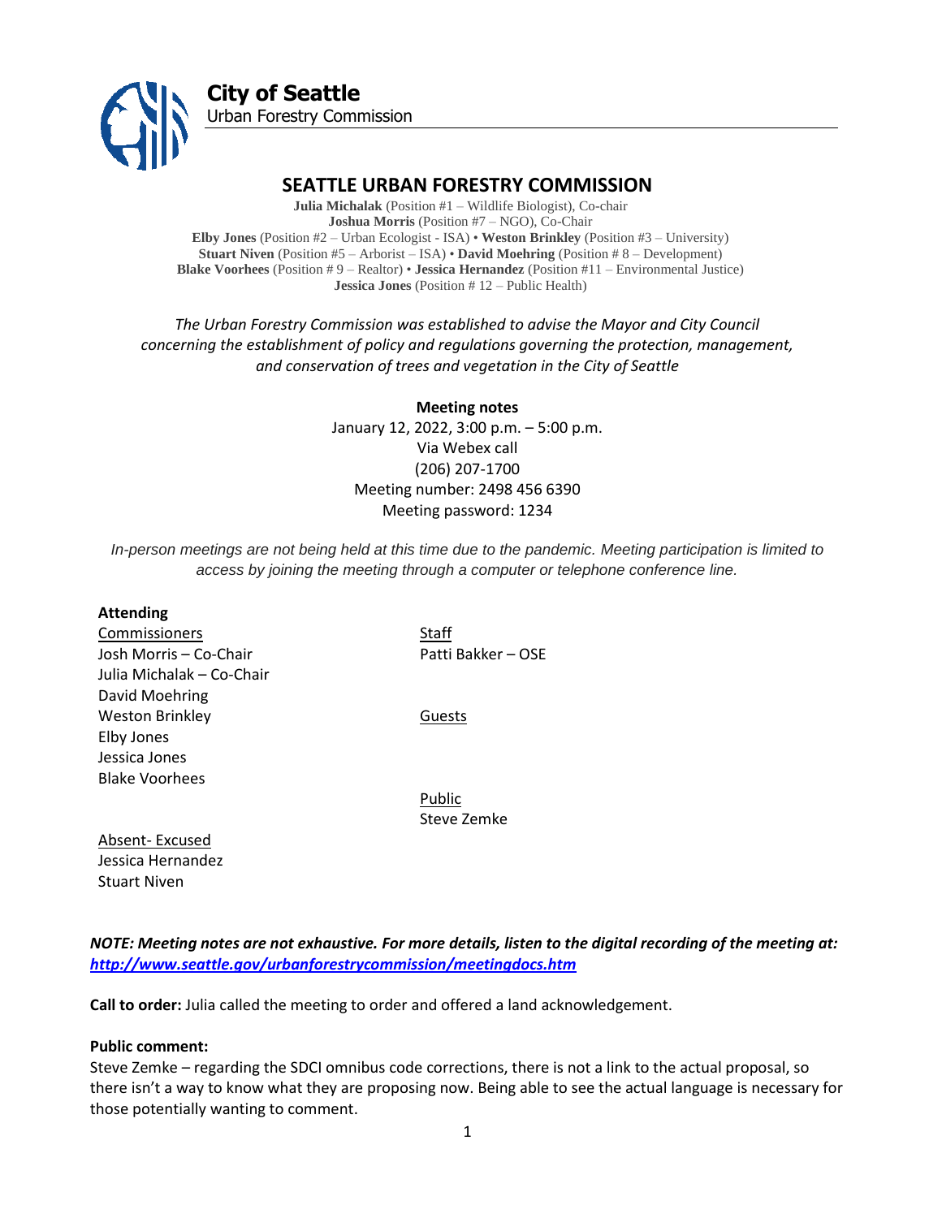**City of Seattle**
Urban Forestry Commission

# SEATTLE URBAN FORESTRY COMMISSION

**Julia Michalak** (Position #1 – Wildlife Biologist), Co-chair
**Joshua Morris** (Position #7 – NGO), Co-Chair
**Elby Jones** (Position #2 – Urban Ecologist - ISA) • **Weston Brinkley** (Position #3 – University)
**Stuart Niven** (Position #5 – Arborist – ISA) • **David Moehring** (Position # 8 – Development)
**Blake Voorhees** (Position # 9 – Realtor) • **Jessica Hernandez** (Position #11 – Environmental Justice)
**Jessica Jones** (Position # 12 – Public Health)

*The Urban Forestry Commission was established to advise the Mayor and City Council concerning the establishment of policy and regulations governing the protection, management, and conservation of trees and vegetation in the City of Seattle*

**Meeting notes**
January 12, 2022, 3:00 p.m. – 5:00 p.m.
Via Webex call
(206) 207-1700
Meeting number: 2498 456 6390
Meeting password: 1234

*In-person meetings are not being held at this time due to the pandemic. Meeting participation is limited to access by joining the meeting through a computer or telephone conference line.*

**Attending**

Commissioners
Josh Morris – Co-Chair
Julia Michalak – Co-Chair
David Moehring
Weston Brinkley
Elby Jones
Jessica Jones
Blake Voorhees

Staff
Patti Bakker – OSE

Guests

Public
Steve Zemke

Absent- Excused
Jessica Hernandez
Stuart Niven

***NOTE: Meeting notes are not exhaustive. For more details, listen to the digital recording of the meeting at: [http://www.seattle.gov/urbanforestrycommission/meetingdocs.htm](http://www.seattle.gov/urbanforestrycommission/meetingdocs.htm)***

**Call to order:** Julia called the meeting to order and offered a land acknowledgement.

**Public comment:**
Steve Zemke – regarding the SDCI omnibus code corrections, there is not a link to the actual proposal, so there isn't a way to know what they are proposing now. Being able to see the actual language is necessary for those potentially wanting to comment.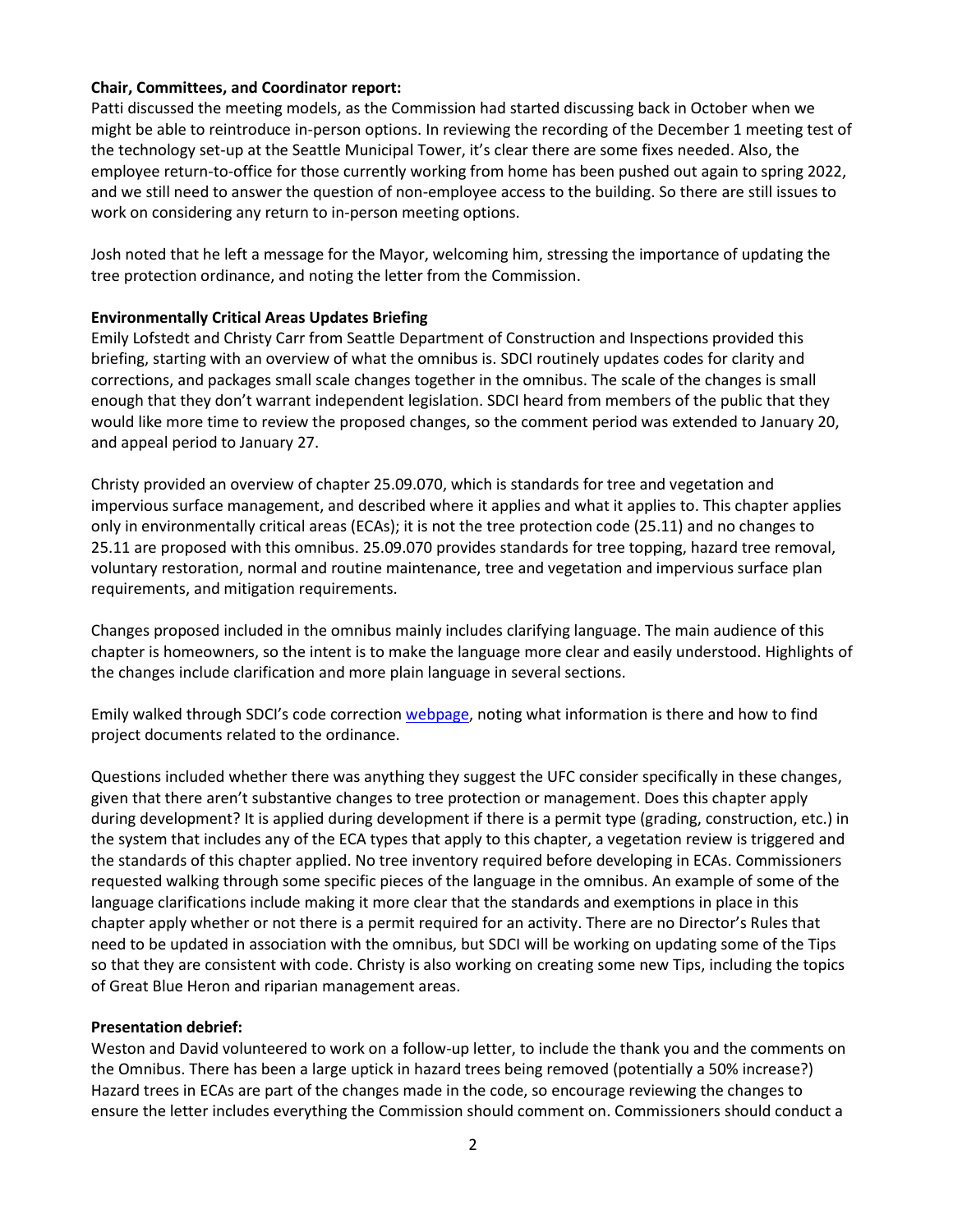**Chair, Committees, and Coordinator report:**
Patti discussed the meeting models, as the Commission had started discussing back in October when we might be able to reintroduce in-person options. In reviewing the recording of the December 1 meeting test of the technology set-up at the Seattle Municipal Tower, it's clear there are some fixes needed. Also, the employee return-to-office for those currently working from home has been pushed out again to spring 2022, and we still need to answer the question of non-employee access to the building. So there are still issues to work on considering any return to in-person meeting options.

Josh noted that he left a message for the Mayor, welcoming him, stressing the importance of updating the tree protection ordinance, and noting the letter from the Commission.

**Environmentally Critical Areas Updates Briefing**
Emily Lofstedt and Christy Carr from Seattle Department of Construction and Inspections provided this briefing, starting with an overview of what the omnibus is. SDCI routinely updates codes for clarity and corrections, and packages small scale changes together in the omnibus. The scale of the changes is small enough that they don't warrant independent legislation. SDCI heard from members of the public that they would like more time to review the proposed changes, so the comment period was extended to January 20, and appeal period to January 27.

Christy provided an overview of chapter 25.09.070, which is standards for tree and vegetation and impervious surface management, and described where it applies and what it applies to. This chapter applies only in environmentally critical areas (ECAs); it is not the tree protection code (25.11) and no changes to 25.11 are proposed with this omnibus. 25.09.070 provides standards for tree topping, hazard tree removal, voluntary restoration, normal and routine maintenance, tree and vegetation and impervious surface plan requirements, and mitigation requirements.

Changes proposed included in the omnibus mainly includes clarifying language. The main audience of this chapter is homeowners, so the intent is to make the language more clear and easily understood. Highlights of the changes include clarification and more plain language in several sections.

Emily walked through SDCI's code correction webpage, noting what information is there and how to find project documents related to the ordinance.

Questions included whether there was anything they suggest the UFC consider specifically in these changes, given that there aren't substantive changes to tree protection or management. Does this chapter apply during development? It is applied during development if there is a permit type (grading, construction, etc.) in the system that includes any of the ECA types that apply to this chapter, a vegetation review is triggered and the standards of this chapter applied. No tree inventory required before developing in ECAs. Commissioners requested walking through some specific pieces of the language in the omnibus. An example of some of the language clarifications include making it more clear that the standards and exemptions in place in this chapter apply whether or not there is a permit required for an activity. There are no Director's Rules that need to be updated in association with the omnibus, but SDCI will be working on updating some of the Tips so that they are consistent with code. Christy is also working on creating some new Tips, including the topics of Great Blue Heron and riparian management areas.

**Presentation debrief:**
Weston and David volunteered to work on a follow-up letter, to include the thank you and the comments on the Omnibus. There has been a large uptick in hazard trees being removed (potentially a 50% increase?) Hazard trees in ECAs are part of the changes made in the code, so encourage reviewing the changes to ensure the letter includes everything the Commission should comment on. Commissioners should conduct a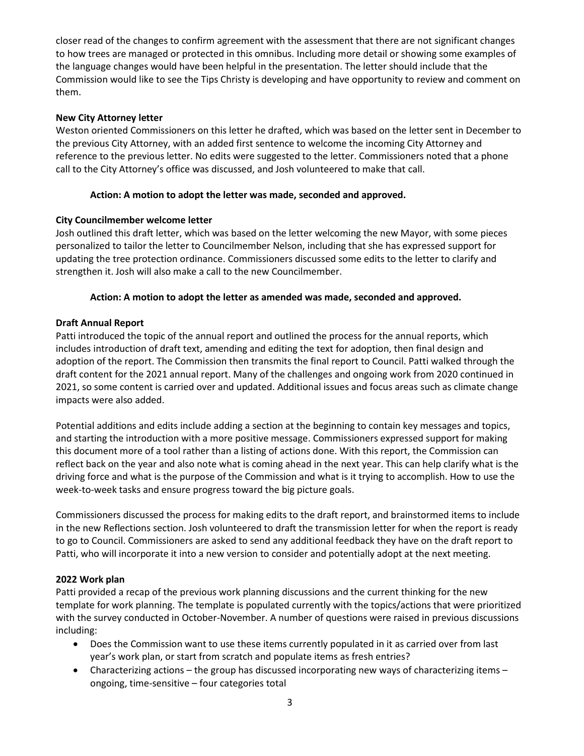closer read of the changes to confirm agreement with the assessment that there are not significant changes to how trees are managed or protected in this omnibus. Including more detail or showing some examples of the language changes would have been helpful in the presentation. The letter should include that the Commission would like to see the Tips Christy is developing and have opportunity to review and comment on them.

**New City Attorney letter**

Weston oriented Commissioners on this letter he drafted, which was based on the letter sent in December to the previous City Attorney, with an added first sentence to welcome the incoming City Attorney and reference to the previous letter. No edits were suggested to the letter. Commissioners noted that a phone call to the City Attorney's office was discussed, and Josh volunteered to make that call.

**Action: A motion to adopt the letter was made, seconded and approved.**

**City Councilmember welcome letter**

Josh outlined this draft letter, which was based on the letter welcoming the new Mayor, with some pieces personalized to tailor the letter to Councilmember Nelson, including that she has expressed support for updating the tree protection ordinance. Commissioners discussed some edits to the letter to clarify and strengthen it. Josh will also make a call to the new Councilmember.

**Action: A motion to adopt the letter as amended was made, seconded and approved.**

**Draft Annual Report**

Patti introduced the topic of the annual report and outlined the process for the annual reports, which includes introduction of draft text, amending and editing the text for adoption, then final design and adoption of the report. The Commission then transmits the final report to Council. Patti walked through the draft content for the 2021 annual report. Many of the challenges and ongoing work from 2020 continued in 2021, so some content is carried over and updated. Additional issues and focus areas such as climate change impacts were also added.

Potential additions and edits include adding a section at the beginning to contain key messages and topics, and starting the introduction with a more positive message. Commissioners expressed support for making this document more of a tool rather than a listing of actions done. With this report, the Commission can reflect back on the year and also note what is coming ahead in the next year. This can help clarify what is the driving force and what is the purpose of the Commission and what is it trying to accomplish. How to use the week-to-week tasks and ensure progress toward the big picture goals.

Commissioners discussed the process for making edits to the draft report, and brainstormed items to include in the new Reflections section. Josh volunteered to draft the transmission letter for when the report is ready to go to Council. Commissioners are asked to send any additional feedback they have on the draft report to Patti, who will incorporate it into a new version to consider and potentially adopt at the next meeting.

**2022 Work plan**

Patti provided a recap of the previous work planning discussions and the current thinking for the new template for work planning. The template is populated currently with the topics/actions that were prioritized with the survey conducted in October-November. A number of questions were raised in previous discussions including:

- Does the Commission want to use these items currently populated in it as carried over from last year's work plan, or start from scratch and populate items as fresh entries?
- Characterizing actions – the group has discussed incorporating new ways of characterizing items – ongoing, time-sensitive – four categories total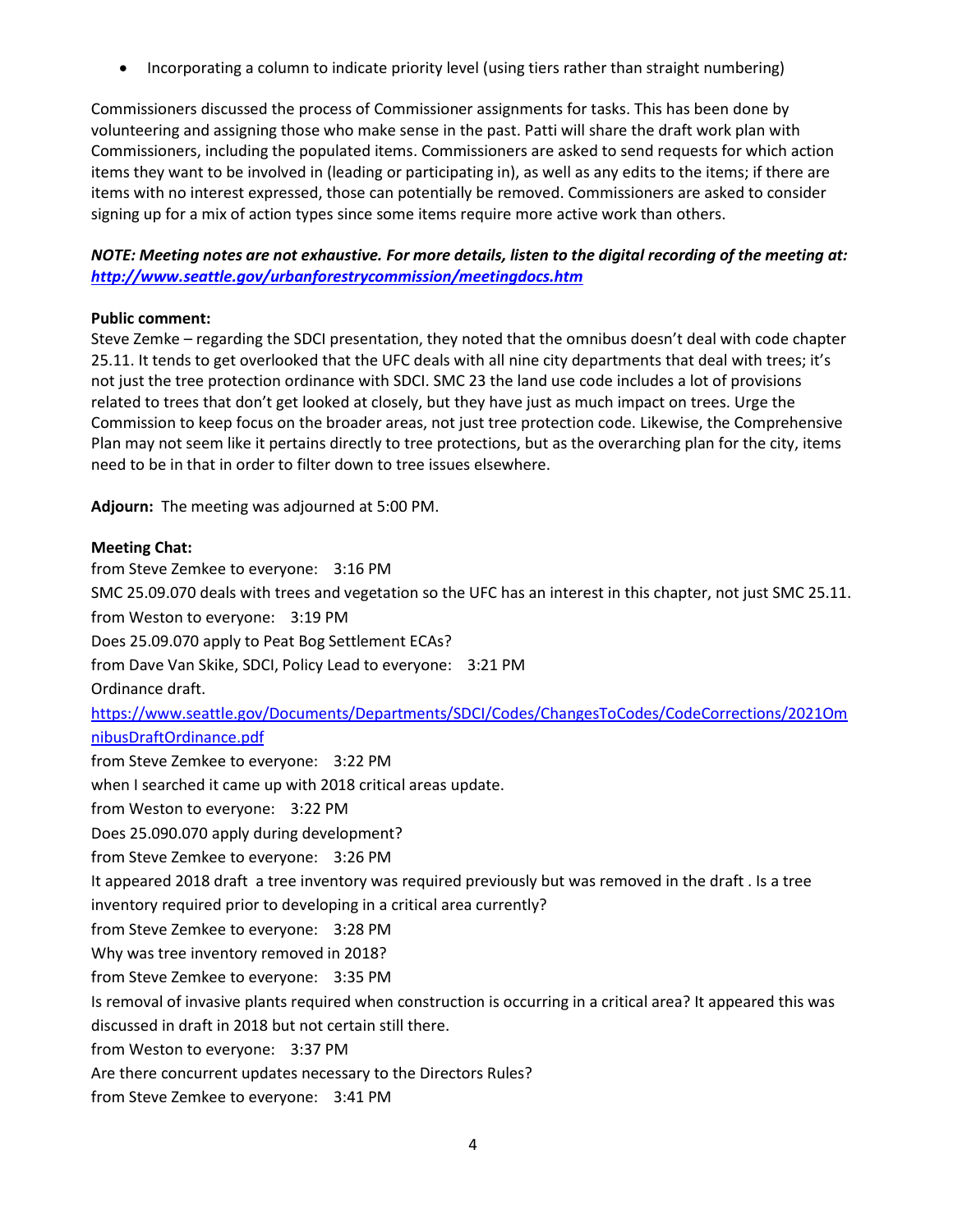- Incorporating a column to indicate priority level (using tiers rather than straight numbering)

Commissioners discussed the process of Commissioner assignments for tasks. This has been done by volunteering and assigning those who make sense in the past. Patti will share the draft work plan with Commissioners, including the populated items. Commissioners are asked to send requests for which action items they want to be involved in (leading or participating in), as well as any edits to the items; if there are items with no interest expressed, those can potentially be removed. Commissioners are asked to consider signing up for a mix of action types since some items require more active work than others.

***NOTE: Meeting notes are not exhaustive. For more details, listen to the digital recording of the meeting at: [http://www.seattle.gov/urbanforestrycommission/meetingdocs.htm](http://www.seattle.gov/urbanforestrycommission/meetingdocs.htm)***

**Public comment:**
Steve Zemke – regarding the SDCI presentation, they noted that the omnibus doesn't deal with code chapter 25.11. It tends to get overlooked that the UFC deals with all nine city departments that deal with trees; it's not just the tree protection ordinance with SDCI. SMC 23 the land use code includes a lot of provisions related to trees that don't get looked at closely, but they have just as much impact on trees. Urge the Commission to keep focus on the broader areas, not just tree protection code. Likewise, the Comprehensive Plan may not seem like it pertains directly to tree protections, but as the overarching plan for the city, items need to be in that in order to filter down to tree issues elsewhere.

**Adjourn:** The meeting was adjourned at 5:00 PM.

**Meeting Chat:**
from Steve Zemkee to everyone: 3:16 PM
SMC 25.09.070 deals with trees and vegetation so the UFC has an interest in this chapter, not just SMC 25.11.
from Weston to everyone: 3:19 PM
Does 25.09.070 apply to Peat Bog Settlement ECAs?
from Dave Van Skike, SDCI, Policy Lead to everyone: 3:21 PM
Ordinance draft.
[https://www.seattle.gov/Documents/Departments/SDCI/Codes/ChangesToCodes/CodeCorrections/2021OmnibusDraftOrdinance.pdf](https://www.seattle.gov/Documents/Departments/SDCI/Codes/ChangesToCodes/CodeCorrections/2021OmnibusDraftOrdinance.pdf)
from Steve Zemkee to everyone: 3:22 PM
when I searched it came up with 2018 critical areas update.
from Weston to everyone: 3:22 PM
Does 25.090.070 apply during development?
from Steve Zemkee to everyone: 3:26 PM
It appeared 2018 draft a tree inventory was required previously but was removed in the draft . Is a tree inventory required prior to developing in a critical area currently?
from Steve Zemkee to everyone: 3:28 PM
Why was tree inventory removed in 2018?
from Steve Zemkee to everyone: 3:35 PM
Is removal of invasive plants required when construction is occurring in a critical area? It appeared this was discussed in draft in 2018 but not certain still there.
from Weston to everyone: 3:37 PM
Are there concurrent updates necessary to the Directors Rules?
from Steve Zemkee to everyone: 3:41 PM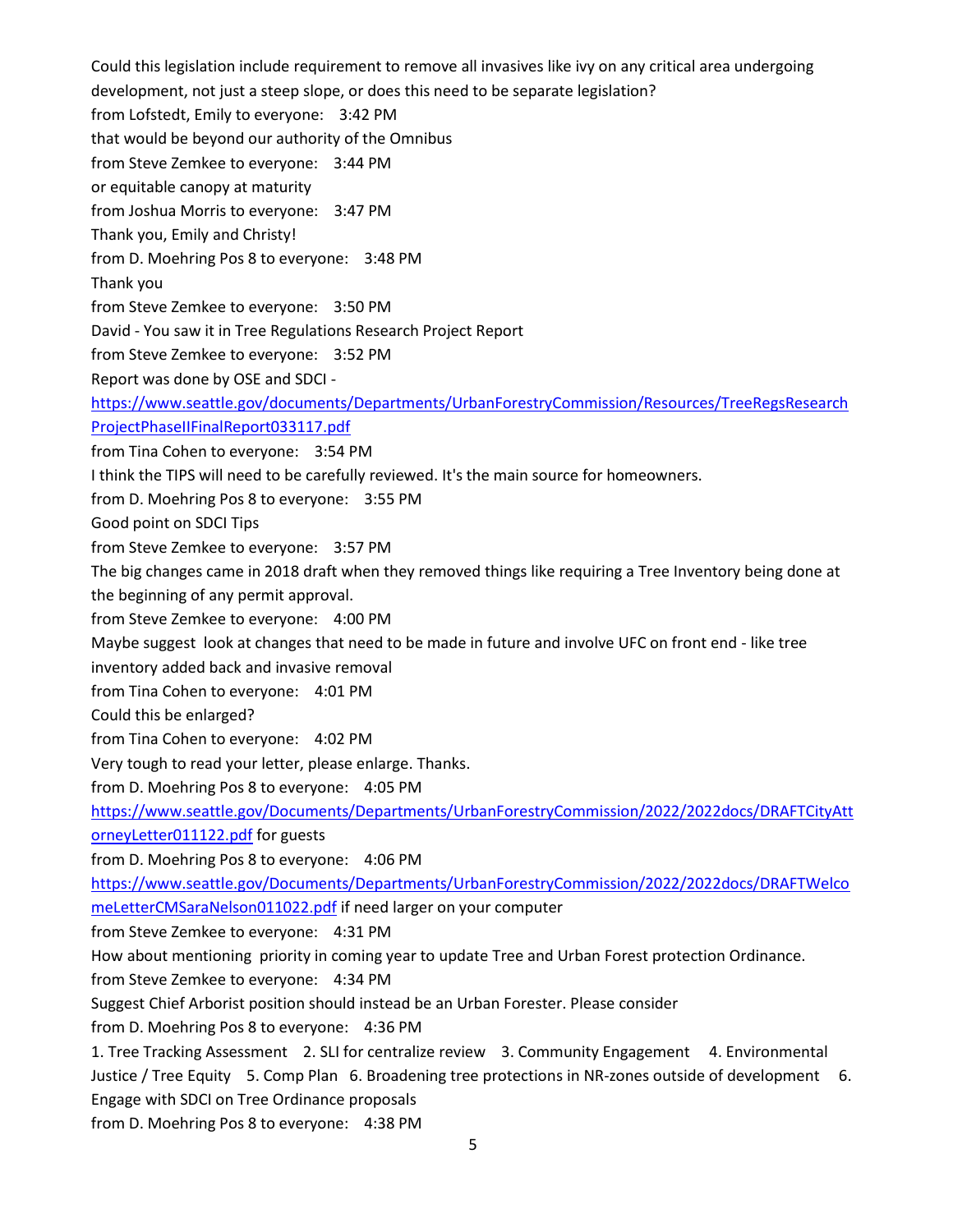Could this legislation include requirement to remove all invasives like ivy on any critical area undergoing development, not just a steep slope, or does this need to be separate legislation?

from Lofstedt, Emily to everyone: 3:42 PM

that would be beyond our authority of the Omnibus

from Steve Zemkee to everyone: 3:44 PM

or equitable canopy at maturity

from Joshua Morris to everyone: 3:47 PM

Thank you, Emily and Christy!

from D. Moehring Pos 8 to everyone: 3:48 PM

Thank you

from Steve Zemkee to everyone: 3:50 PM

David - You saw it in Tree Regulations Research Project Report

from Steve Zemkee to everyone: 3:52 PM

Report was done by OSE and SDCI - [https://www.seattle.gov/documents/Departments/UrbanForestryCommission/Resources/TreeRegsResearchProjectPhaseIIFinalReport033117.pdf](https://www.seattle.gov/documents/Departments/UrbanForestryCommission/Resources/TreeRegsResearchProjectPhaseIIFinalReport033117.pdf)

from Tina Cohen to everyone: 3:54 PM

I think the TIPS will need to be carefully reviewed. It's the main source for homeowners.

from D. Moehring Pos 8 to everyone: 3:55 PM

Good point on SDCI Tips

from Steve Zemkee to everyone: 3:57 PM

The big changes came in 2018 draft when they removed things like requiring a Tree Inventory being done at the beginning of any permit approval.

from Steve Zemkee to everyone: 4:00 PM

Maybe suggest look at changes that need to be made in future and involve UFC on front end - like tree inventory added back and invasive removal

from Tina Cohen to everyone: 4:01 PM

Could this be enlarged?

from Tina Cohen to everyone: 4:02 PM

Very tough to read your letter, please enlarge. Thanks.

from D. Moehring Pos 8 to everyone: 4:05 PM

[https://www.seattle.gov/Documents/Departments/UrbanForestryCommission/2022/2022docs/DRAFTCityAttorneyLetter011122.pdf](https://www.seattle.gov/Documents/Departments/UrbanForestryCommission/2022/2022docs/DRAFTCityAttorneyLetter011122.pdf) for guests

from D. Moehring Pos 8 to everyone: 4:06 PM

[https://www.seattle.gov/Documents/Departments/UrbanForestryCommission/2022/2022docs/DRAFTWelcomeLetterCMSaraNelson011022.pdf](https://www.seattle.gov/Documents/Departments/UrbanForestryCommission/2022/2022docs/DRAFTWelcomeLetterCMSaraNelson011022.pdf) if need larger on your computer

from Steve Zemkee to everyone: 4:31 PM

How about mentioning priority in coming year to update Tree and Urban Forest protection Ordinance.

from Steve Zemkee to everyone: 4:34 PM

Suggest Chief Arborist position should instead be an Urban Forester. Please consider

from D. Moehring Pos 8 to everyone: 4:36 PM

1. Tree Tracking Assessment 2. SLI for centralize review 3. Community Engagement 4. Environmental Justice / Tree Equity 5. Comp Plan 6. Broadening tree protections in NR-zones outside of development 6. Engage with SDCI on Tree Ordinance proposals

from D. Moehring Pos 8 to everyone: 4:38 PM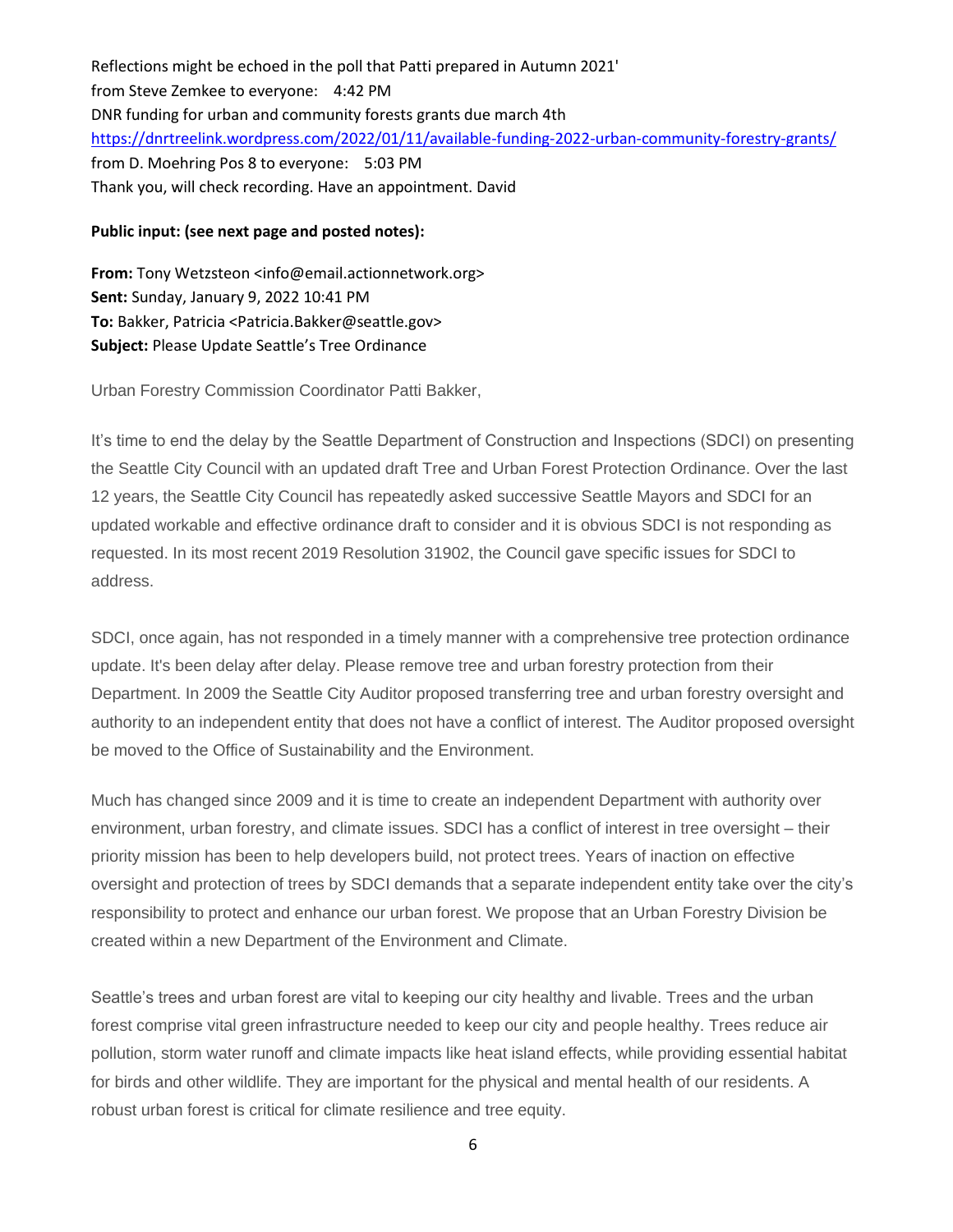Reflections might be echoed in the poll that Patti prepared in Autumn 2021'
from Steve Zemkee to everyone:    4:42 PM
DNR funding for urban and community forests grants due march 4th
https://dnrtreelink.wordpress.com/2022/01/11/available-funding-2022-urban-community-forestry-grants/
from D. Moehring Pos 8 to everyone:    5:03 PM
Thank you, will check recording. Have an appointment. David

**Public input: (see next page and posted notes):**

**From:** Tony Wetzsteon <info@email.actionnetwork.org>
**Sent:** Sunday, January 9, 2022 10:41 PM
**To:** Bakker, Patricia <Patricia.Bakker@seattle.gov>
**Subject:** Please Update Seattle's Tree Ordinance

Urban Forestry Commission Coordinator Patti Bakker,

It's time to end the delay by the Seattle Department of Construction and Inspections (SDCI) on presenting the Seattle City Council with an updated draft Tree and Urban Forest Protection Ordinance. Over the last 12 years, the Seattle City Council has repeatedly asked successive Seattle Mayors and SDCI for an updated workable and effective ordinance draft to consider and it is obvious SDCI is not responding as requested. In its most recent 2019 Resolution 31902, the Council gave specific issues for SDCI to address.

SDCI, once again, has not responded in a timely manner with a comprehensive tree protection ordinance update. It's been delay after delay. Please remove tree and urban forestry protection from their Department. In 2009 the Seattle City Auditor proposed transferring tree and urban forestry oversight and authority to an independent entity that does not have a conflict of interest. The Auditor proposed oversight be moved to the Office of Sustainability and the Environment.

Much has changed since 2009 and it is time to create an independent Department with authority over environment, urban forestry, and climate issues. SDCI has a conflict of interest in tree oversight – their priority mission has been to help developers build, not protect trees. Years of inaction on effective oversight and protection of trees by SDCI demands that a separate independent entity take over the city's responsibility to protect and enhance our urban forest. We propose that an Urban Forestry Division be created within a new Department of the Environment and Climate.

Seattle's trees and urban forest are vital to keeping our city healthy and livable. Trees and the urban forest comprise vital green infrastructure needed to keep our city and people healthy. Trees reduce air pollution, storm water runoff and climate impacts like heat island effects, while providing essential habitat for birds and other wildlife. They are important for the physical and mental health of our residents. A robust urban forest is critical for climate resilience and tree equity.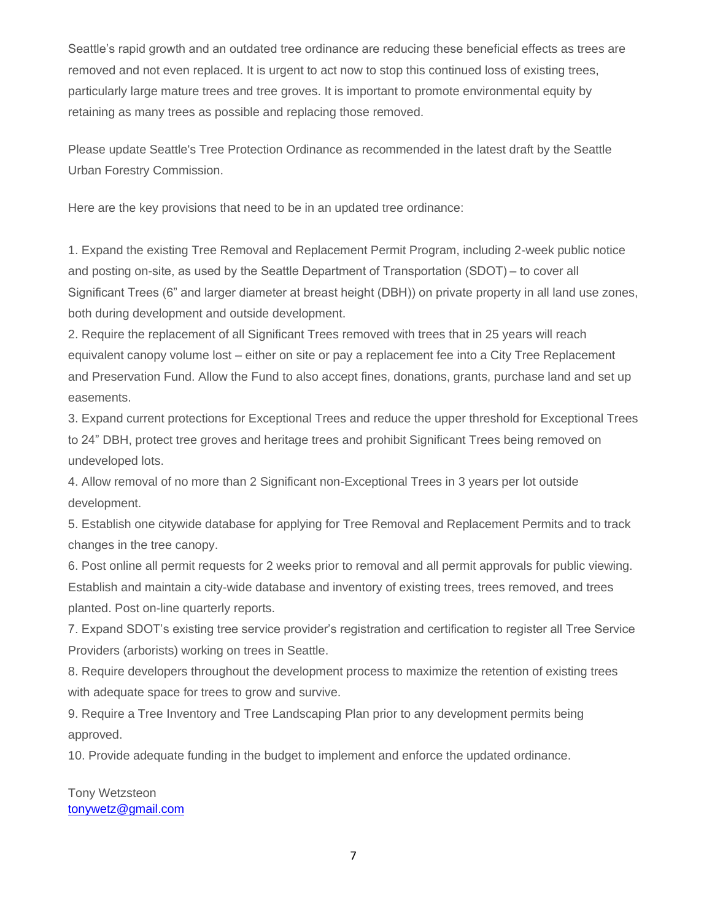Seattle's rapid growth and an outdated tree ordinance are reducing these beneficial effects as trees are removed and not even replaced. It is urgent to act now to stop this continued loss of existing trees, particularly large mature trees and tree groves. It is important to promote environmental equity by retaining as many trees as possible and replacing those removed.

Please update Seattle's Tree Protection Ordinance as recommended in the latest draft by the Seattle Urban Forestry Commission.

Here are the key provisions that need to be in an updated tree ordinance:

1. Expand the existing Tree Removal and Replacement Permit Program, including 2-week public notice and posting on-site, as used by the Seattle Department of Transportation (SDOT) – to cover all Significant Trees (6" and larger diameter at breast height (DBH)) on private property in all land use zones, both during development and outside development.
2. Require the replacement of all Significant Trees removed with trees that in 25 years will reach equivalent canopy volume lost – either on site or pay a replacement fee into a City Tree Replacement and Preservation Fund. Allow the Fund to also accept fines, donations, grants, purchase land and set up easements.
3. Expand current protections for Exceptional Trees and reduce the upper threshold for Exceptional Trees to 24" DBH, protect tree groves and heritage trees and prohibit Significant Trees being removed on undeveloped lots.
4. Allow removal of no more than 2 Significant non-Exceptional Trees in 3 years per lot outside development.
5. Establish one citywide database for applying for Tree Removal and Replacement Permits and to track changes in the tree canopy.
6. Post online all permit requests for 2 weeks prior to removal and all permit approvals for public viewing. Establish and maintain a city-wide database and inventory of existing trees, trees removed, and trees planted. Post on-line quarterly reports.
7. Expand SDOT's existing tree service provider's registration and certification to register all Tree Service Providers (arborists) working on trees in Seattle.
8. Require developers throughout the development process to maximize the retention of existing trees with adequate space for trees to grow and survive.
9. Require a Tree Inventory and Tree Landscaping Plan prior to any development permits being approved.
10. Provide adequate funding in the budget to implement and enforce the updated ordinance.

Tony Wetzsteon
tonywetz@gmail.com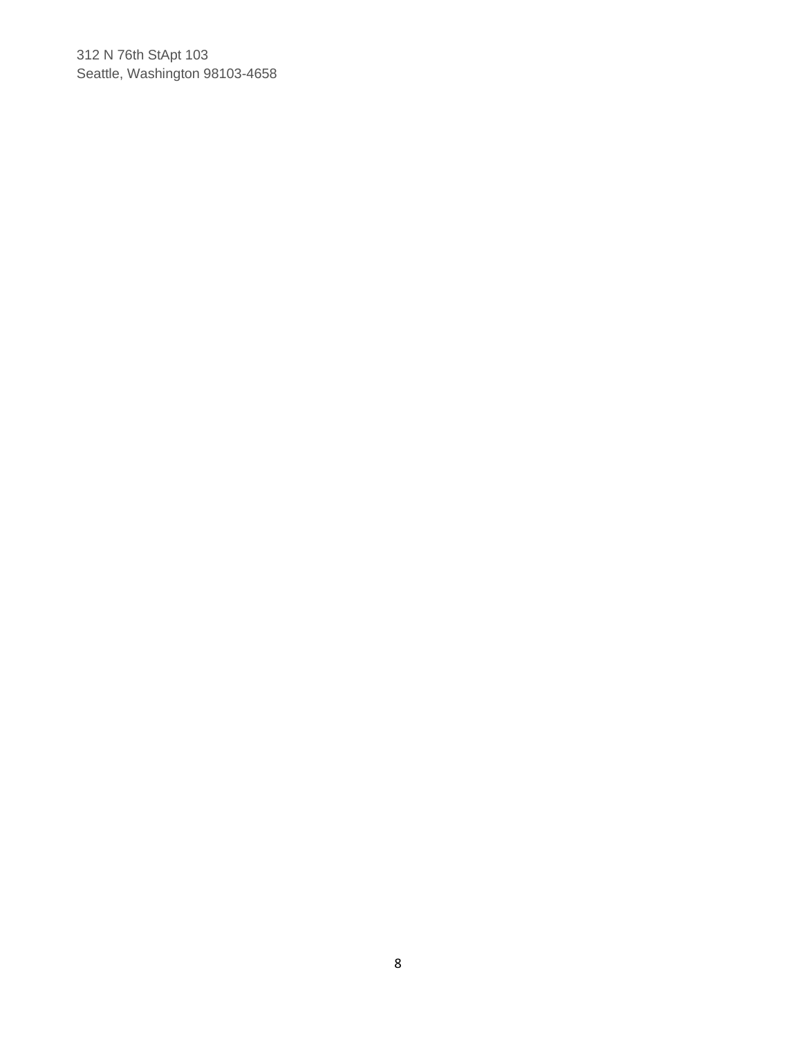312 N 76th StApt 103
Seattle, Washington 98103-4658